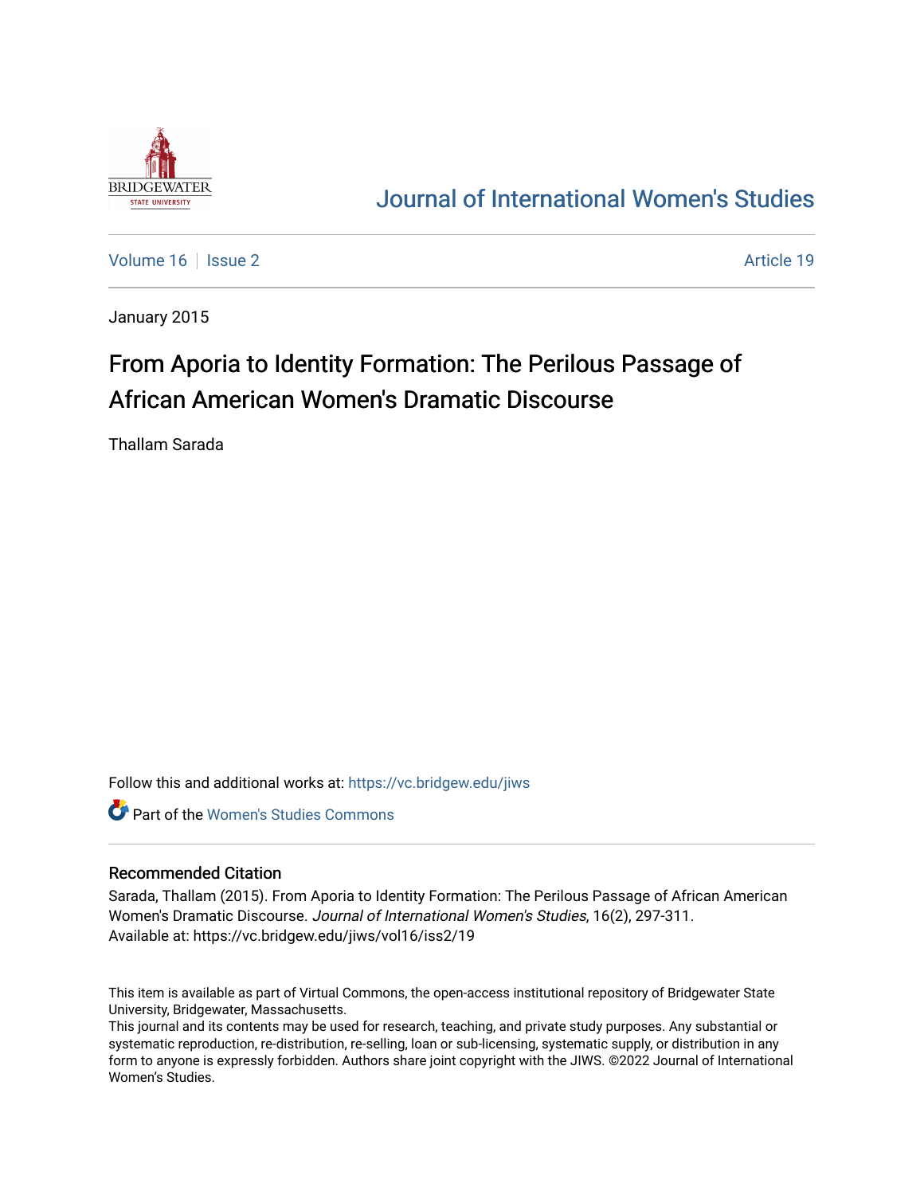Journal of International Women's Studies

Volume 16 | Issue 2 | Article 19

January 2015

# From Aporia to Identity Formation: The Perilous Passage of African American Women's Dramatic Discourse

Thallam Sarada

Follow this and additional works at: https://vc.bridgew.edu/jiws

Part of the Women's Studies Commons

## Recommended Citation

Sarada, Thallam (2015). From Aporia to Identity Formation: The Perilous Passage of African American Women's Dramatic Discourse. *Journal of International Women's Studies*, 16(2), 297-311.
Available at: https://vc.bridgew.edu/jiws/vol16/iss2/19

This item is available as part of Virtual Commons, the open-access institutional repository of Bridgewater State University, Bridgewater, Massachusetts.
This journal and its contents may be used for research, teaching, and private study purposes. Any substantial or systematic reproduction, re-distribution, re-selling, loan or sub-licensing, systematic supply, or distribution in any form to anyone is expressly forbidden. Authors share joint copyright with the JIWS. ©2022 Journal of International Women's Studies.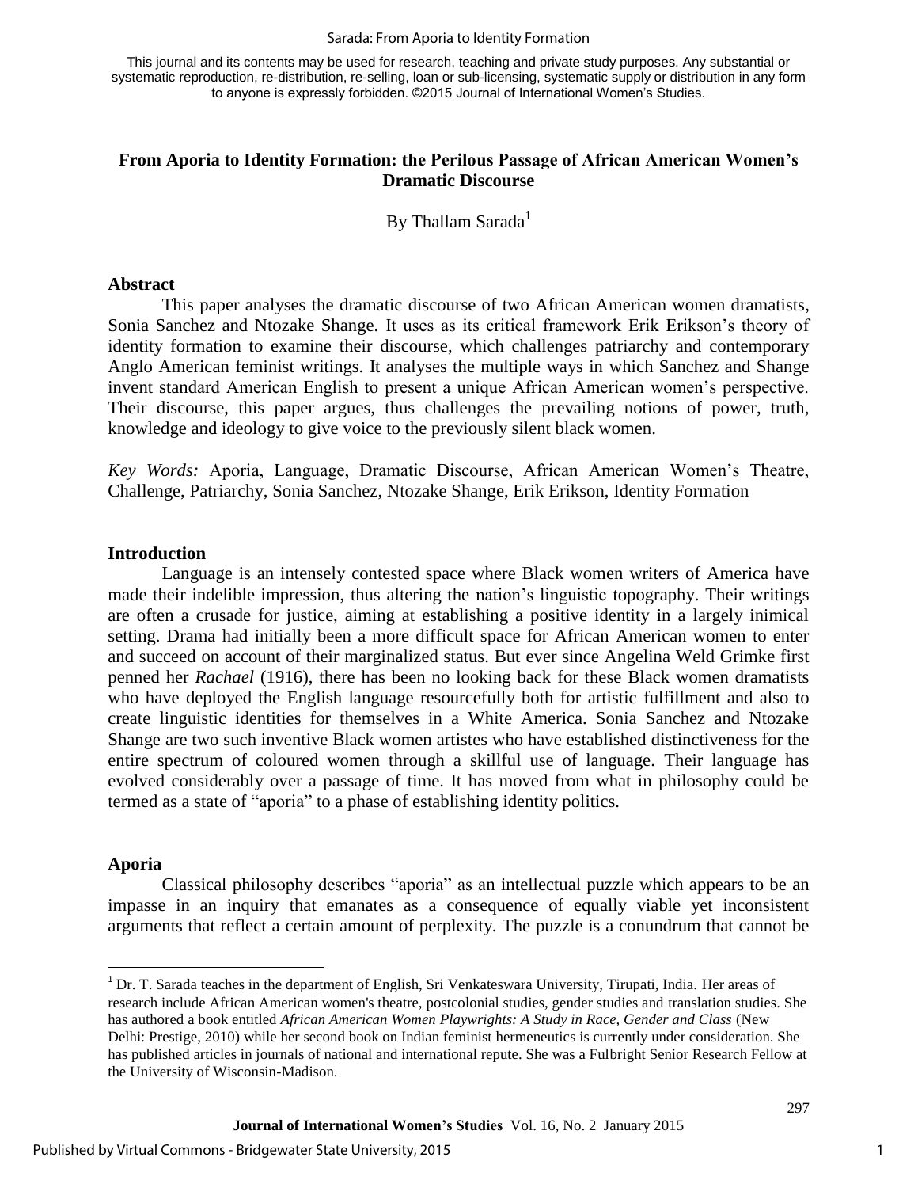This journal and its contents may be used for research, teaching and private study purposes. Any substantial or systematic reproduction, re-distribution, re-selling, loan or sub-licensing, systematic supply or distribution in any form to anyone is expressly forbidden. ©2015 Journal of International Women's Studies.

# From Aporia to Identity Formation: the Perilous Passage of African American Women's Dramatic Discourse

By Thallam Sarada[1]

## Abstract

This paper analyses the dramatic discourse of two African American women dramatists, Sonia Sanchez and Ntozake Shange. It uses as its critical framework Erik Erikson's theory of identity formation to examine their discourse, which challenges patriarchy and contemporary Anglo American feminist writings. It analyses the multiple ways in which Sanchez and Shange invent standard American English to present a unique African American women's perspective. Their discourse, this paper argues, thus challenges the prevailing notions of power, truth, knowledge and ideology to give voice to the previously silent black women.

*Key Words:* Aporia, Language, Dramatic Discourse, African American Women's Theatre, Challenge, Patriarchy, Sonia Sanchez, Ntozake Shange, Erik Erikson, Identity Formation

## Introduction

Language is an intensely contested space where Black women writers of America have made their indelible impression, thus altering the nation's linguistic topography. Their writings are often a crusade for justice, aiming at establishing a positive identity in a largely inimical setting. Drama had initially been a more difficult space for African American women to enter and succeed on account of their marginalized status. But ever since Angelina Weld Grimke first penned her *Rachael* (1916), there has been no looking back for these Black women dramatists who have deployed the English language resourcefully both for artistic fulfillment and also to create linguistic identities for themselves in a White America. Sonia Sanchez and Ntozake Shange are two such inventive Black women artistes who have established distinctiveness for the entire spectrum of coloured women through a skillful use of language. Their language has evolved considerably over a passage of time. It has moved from what in philosophy could be termed as a state of "aporia" to a phase of establishing identity politics.

## Aporia

Classical philosophy describes "aporia" as an intellectual puzzle which appears to be an impasse in an inquiry that emanates as a consequence of equally viable yet inconsistent arguments that reflect a certain amount of perplexity. The puzzle is a conundrum that cannot be

[1] Dr. T. Sarada teaches in the department of English, Sri Venkateswara University, Tirupati, India. Her areas of research include African American women's theatre, postcolonial studies, gender studies and translation studies. She has authored a book entitled *African American Women Playwrights: A Study in Race, Gender and Class* (New Delhi: Prestige, 2010) while her second book on Indian feminist hermeneutics is currently under consideration. She has published articles in journals of national and international repute. She was a Fulbright Senior Research Fellow at the University of Wisconsin-Madison.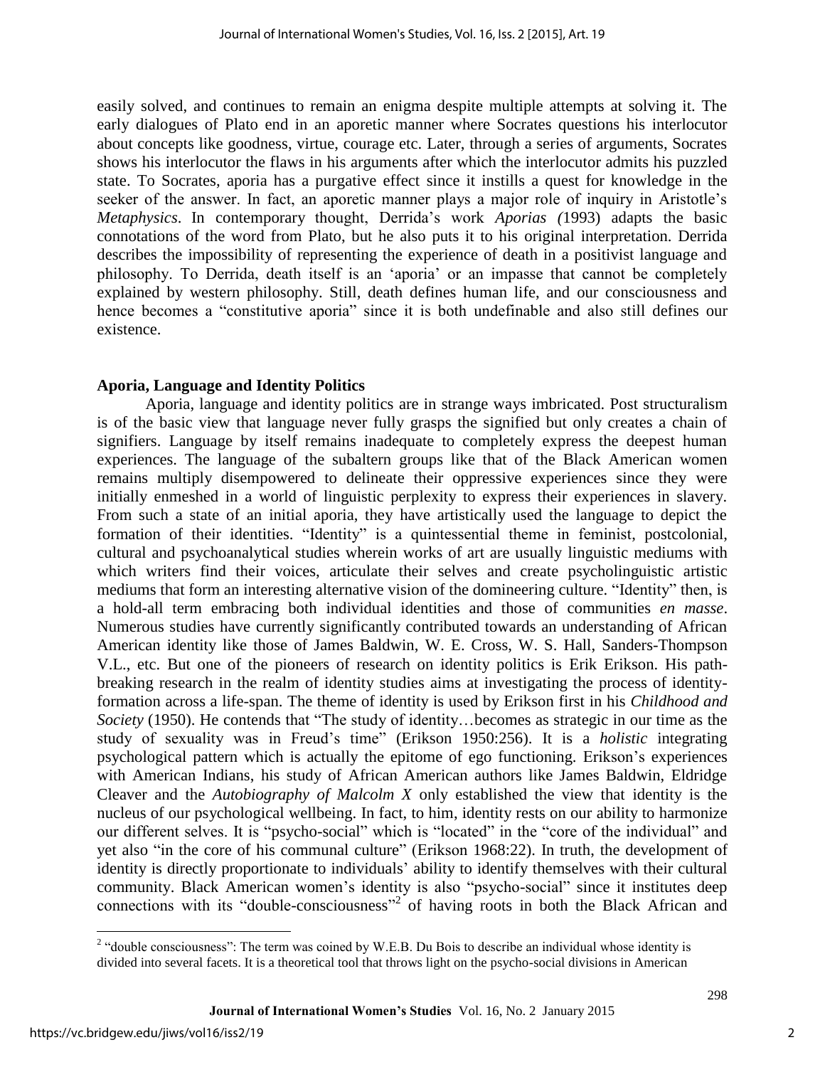easily solved, and continues to remain an enigma despite multiple attempts at solving it. The early dialogues of Plato end in an aporetic manner where Socrates questions his interlocutor about concepts like goodness, virtue, courage etc. Later, through a series of arguments, Socrates shows his interlocutor the flaws in his arguments after which the interlocutor admits his puzzled state. To Socrates, aporia has a purgative effect since it instills a quest for knowledge in the seeker of the answer. In fact, an aporetic manner plays a major role of inquiry in Aristotle's *Metaphysics*. In contemporary thought, Derrida's work *Aporias (*1993) adapts the basic connotations of the word from Plato, but he also puts it to his original interpretation. Derrida describes the impossibility of representing the experience of death in a positivist language and philosophy. To Derrida, death itself is an 'aporia' or an impasse that cannot be completely explained by western philosophy. Still, death defines human life, and our consciousness and hence becomes a "constitutive aporia" since it is both undefinable and also still defines our existence.

## Aporia, Language and Identity Politics

Aporia, language and identity politics are in strange ways imbricated. Post structuralism is of the basic view that language never fully grasps the signified but only creates a chain of signifiers. Language by itself remains inadequate to completely express the deepest human experiences. The language of the subaltern groups like that of the Black American women remains multiply disempowered to delineate their oppressive experiences since they were initially enmeshed in a world of linguistic perplexity to express their experiences in slavery. From such a state of an initial aporia, they have artistically used the language to depict the formation of their identities. "Identity" is a quintessential theme in feminist, postcolonial, cultural and psychoanalytical studies wherein works of art are usually linguistic mediums with which writers find their voices, articulate their selves and create psycholinguistic artistic mediums that form an interesting alternative vision of the domineering culture. "Identity" then, is a hold-all term embracing both individual identities and those of communities *en masse*. Numerous studies have currently significantly contributed towards an understanding of African American identity like those of James Baldwin, W. E. Cross, W. S. Hall, Sanders-Thompson V.L., etc. But one of the pioneers of research on identity politics is Erik Erikson. His path-breaking research in the realm of identity studies aims at investigating the process of identity-formation across a life-span. The theme of identity is used by Erikson first in his *Childhood and Society* (1950). He contends that "The study of identity…becomes as strategic in our time as the study of sexuality was in Freud's time" (Erikson 1950:256). It is a *holistic* integrating psychological pattern which is actually the epitome of ego functioning. Erikson's experiences with American Indians, his study of African American authors like James Baldwin, Eldridge Cleaver and the *Autobiography of Malcolm X* only established the view that identity is the nucleus of our psychological wellbeing. In fact, to him, identity rests on our ability to harmonize our different selves. It is "psycho-social" which is "located" in the "core of the individual" and yet also "in the core of his communal culture" (Erikson 1968:22). In truth, the development of identity is directly proportionate to individuals' ability to identify themselves with their cultural community. Black American women's identity is also "psycho-social" since it institutes deep connections with its "double-consciousness"[2] of having roots in both the Black African and

[2] "double consciousness": The term was coined by W.E.B. Du Bois to describe an individual whose identity is divided into several facets. It is a theoretical tool that throws light on the psycho-social divisions in American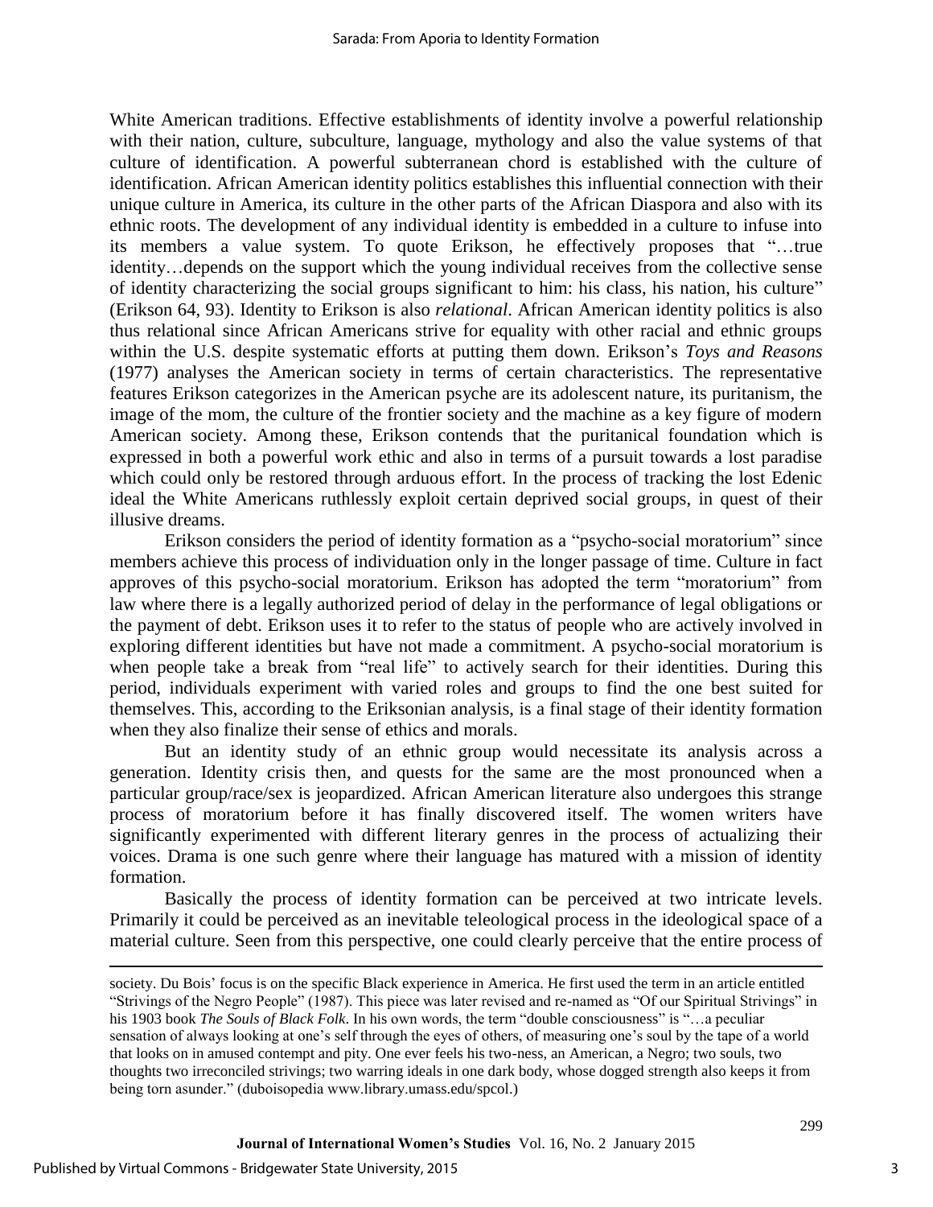White American traditions. Effective establishments of identity involve a powerful relationship with their nation, culture, subculture, language, mythology and also the value systems of that culture of identification. A powerful subterranean chord is established with the culture of identification. African American identity politics establishes this influential connection with their unique culture in America, its culture in the other parts of the African Diaspora and also with its ethnic roots. The development of any individual identity is embedded in a culture to infuse into its members a value system. To quote Erikson, he effectively proposes that "…true identity…depends on the support which the young individual receives from the collective sense of identity characterizing the social groups significant to him: his class, his nation, his culture" (Erikson 64, 93). Identity to Erikson is also *relational*. African American identity politics is also thus relational since African Americans strive for equality with other racial and ethnic groups within the U.S. despite systematic efforts at putting them down. Erikson's *Toys and Reasons* (1977) analyses the American society in terms of certain characteristics. The representative features Erikson categorizes in the American psyche are its adolescent nature, its puritanism, the image of the mom, the culture of the frontier society and the machine as a key figure of modern American society. Among these, Erikson contends that the puritanical foundation which is expressed in both a powerful work ethic and also in terms of a pursuit towards a lost paradise which could only be restored through arduous effort. In the process of tracking the lost Edenic ideal the White Americans ruthlessly exploit certain deprived social groups, in quest of their illusive dreams.

Erikson considers the period of identity formation as a "psycho-social moratorium" since members achieve this process of individuation only in the longer passage of time. Culture in fact approves of this psycho-social moratorium. Erikson has adopted the term "moratorium" from law where there is a legally authorized period of delay in the performance of legal obligations or the payment of debt. Erikson uses it to refer to the status of people who are actively involved in exploring different identities but have not made a commitment. A psycho-social moratorium is when people take a break from "real life" to actively search for their identities. During this period, individuals experiment with varied roles and groups to find the one best suited for themselves. This, according to the Eriksonian analysis, is a final stage of their identity formation when they also finalize their sense of ethics and morals.

But an identity study of an ethnic group would necessitate its analysis across a generation. Identity crisis then, and quests for the same are the most pronounced when a particular group/race/sex is jeopardized. African American literature also undergoes this strange process of moratorium before it has finally discovered itself. The women writers have significantly experimented with different literary genres in the process of actualizing their voices. Drama is one such genre where their language has matured with a mission of identity formation.

Basically the process of identity formation can be perceived at two intricate levels. Primarily it could be perceived as an inevitable teleological process in the ideological space of a material culture. Seen from this perspective, one could clearly perceive that the entire process of

---

society. Du Bois' focus is on the specific Black experience in America. He first used the term in an article entitled "Strivings of the Negro People" (1987). This piece was later revised and re-named as "Of our Spiritual Strivings" in his 1903 book *The Souls of Black Folk*. In his own words, the term "double consciousness" is "…a peculiar sensation of always looking at one's self through the eyes of others, of measuring one's soul by the tape of a world that looks on in amused contempt and pity. One ever feels his two-ness, an American, a Negro; two souls, two thoughts two irreconciled strivings; two warring ideals in one dark body, whose dogged strength also keeps it from being torn asunder." (duboisopedia www.library.umass.edu/spcol.)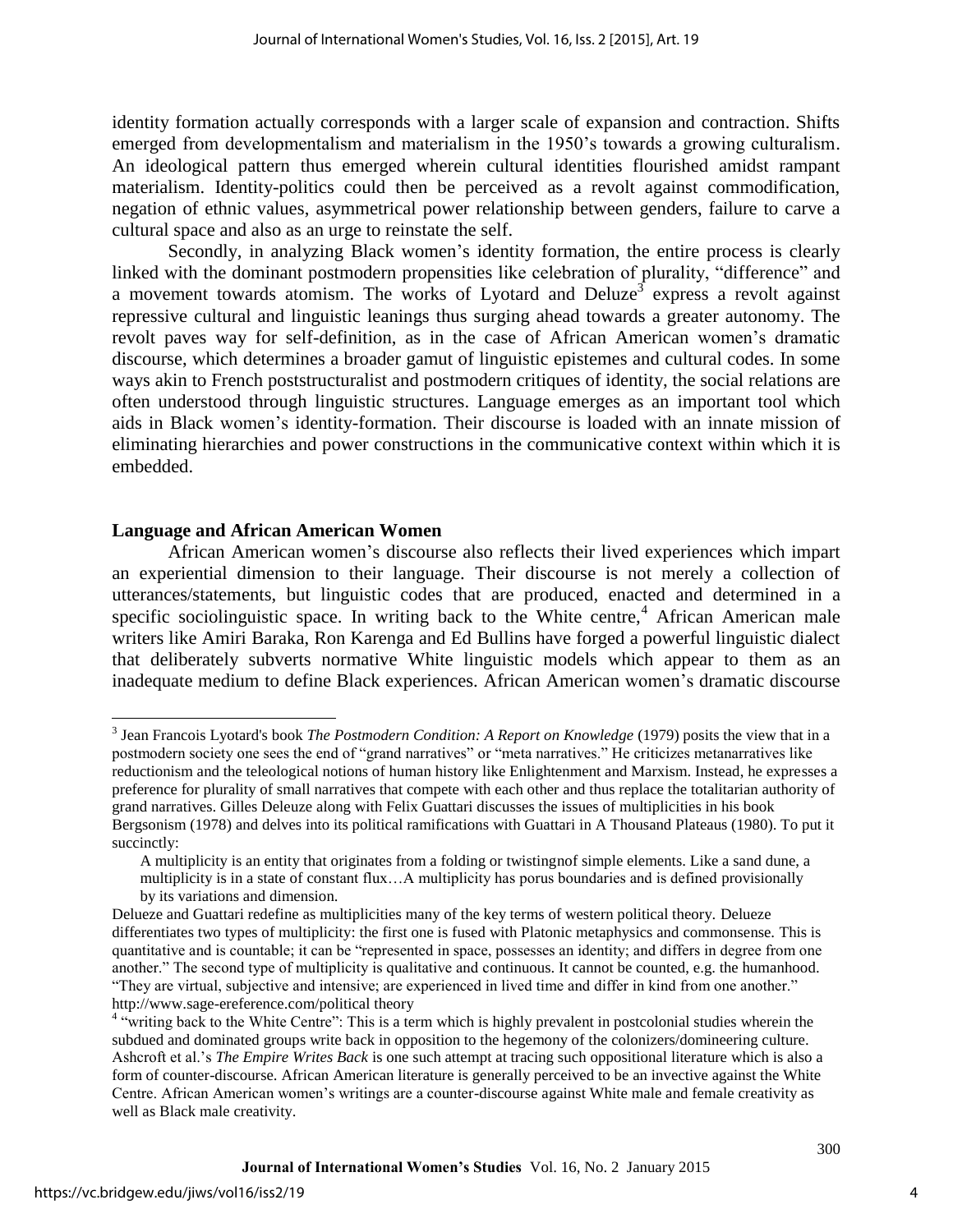identity formation actually corresponds with a larger scale of expansion and contraction. Shifts emerged from developmentalism and materialism in the 1950's towards a growing culturalism. An ideological pattern thus emerged wherein cultural identities flourished amidst rampant materialism. Identity-politics could then be perceived as a revolt against commodification, negation of ethnic values, asymmetrical power relationship between genders, failure to carve a cultural space and also as an urge to reinstate the self.

Secondly, in analyzing Black women's identity formation, the entire process is clearly linked with the dominant postmodern propensities like celebration of plurality, "difference" and a movement towards atomism. The works of Lyotard and Deluze[3] express a revolt against repressive cultural and linguistic leanings thus surging ahead towards a greater autonomy. The revolt paves way for self-definition, as in the case of African American women's dramatic discourse, which determines a broader gamut of linguistic epistemes and cultural codes. In some ways akin to French poststructuralist and postmodern critiques of identity, the social relations are often understood through linguistic structures. Language emerges as an important tool which aids in Black women's identity-formation. Their discourse is loaded with an innate mission of eliminating hierarchies and power constructions in the communicative context within which it is embedded.

## Language and African American Women

African American women's discourse also reflects their lived experiences which impart an experiential dimension to their language. Their discourse is not merely a collection of utterances/statements, but linguistic codes that are produced, enacted and determined in a specific sociolinguistic space. In writing back to the White centre,[4] African American male writers like Amiri Baraka, Ron Karenga and Ed Bullins have forged a powerful linguistic dialect that deliberately subverts normative White linguistic models which appear to them as an inadequate medium to define Black experiences. African American women's dramatic discourse

---

[3] Jean Francois Lyotard's book *The Postmodern Condition: A Report on Knowledge* (1979) posits the view that in a postmodern society one sees the end of "grand narratives" or "meta narratives." He criticizes metanarratives like reductionism and the teleological notions of human history like Enlightenment and Marxism. Instead, he expresses a preference for plurality of small narratives that compete with each other and thus replace the totalitarian authority of grand narratives. Gilles Deleuze along with Felix Guattari discusses the issues of multiplicities in his book Bergsonism (1978) and delves into its political ramifications with Guattari in A Thousand Plateaus (1980). To put it succinctly:

> A multiplicity is an entity that originates from a folding or twistingnof simple elements. Like a sand dune, a multiplicity is in a state of constant flux…A multiplicity has porus boundaries and is defined provisionally by its variations and dimension.

Delueze and Guattari redefine as multiplicities many of the key terms of western political theory. Delueze differentiates two types of multiplicity: the first one is fused with Platonic metaphysics and commonsense. This is quantitative and is countable; it can be "represented in space, possesses an identity; and differs in degree from one another." The second type of multiplicity is qualitative and continuous. It cannot be counted, e.g. the humanhood. "They are virtual, subjective and intensive; are experienced in lived time and differ in kind from one another." http://www.sage-ereference.com/political theory

[4] "writing back to the White Centre": This is a term which is highly prevalent in postcolonial studies wherein the subdued and dominated groups write back in opposition to the hegemony of the colonizers/domineering culture. Ashcroft et al.'s *The Empire Writes Back* is one such attempt at tracing such oppositional literature which is also a form of counter-discourse. African American literature is generally perceived to be an invective against the White Centre. African American women's writings are a counter-discourse against White male and female creativity as well as Black male creativity.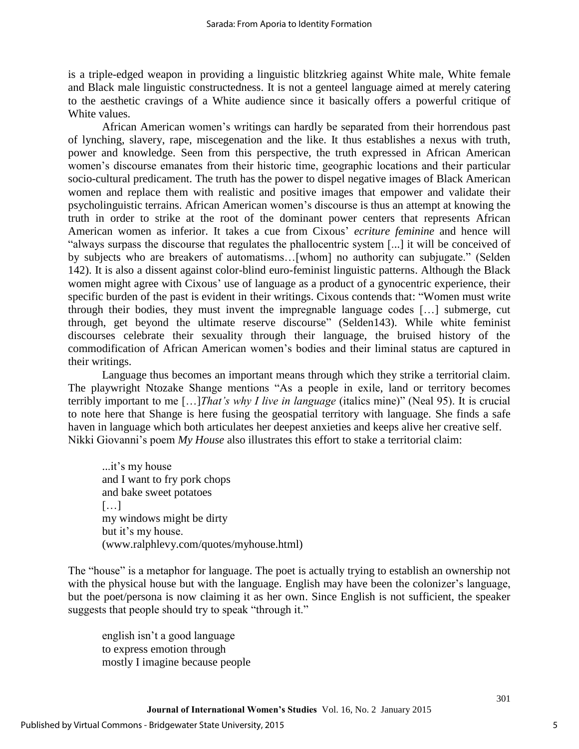is a triple-edged weapon in providing a linguistic blitzkrieg against White male, White female and Black male linguistic constructedness. It is not a genteel language aimed at merely catering to the aesthetic cravings of a White audience since it basically offers a powerful critique of White values.

African American women's writings can hardly be separated from their horrendous past of lynching, slavery, rape, miscegenation and the like. It thus establishes a nexus with truth, power and knowledge. Seen from this perspective, the truth expressed in African American women's discourse emanates from their historic time, geographic locations and their particular socio-cultural predicament. The truth has the power to dispel negative images of Black American women and replace them with realistic and positive images that empower and validate their psycholinguistic terrains. African American women's discourse is thus an attempt at knowing the truth in order to strike at the root of the dominant power centers that represents African American women as inferior. It takes a cue from Cixous' *ecriture feminine* and hence will "always surpass the discourse that regulates the phallocentric system [...] it will be conceived of by subjects who are breakers of automatisms…[whom] no authority can subjugate." (Selden 142). It is also a dissent against color-blind euro-feminist linguistic patterns. Although the Black women might agree with Cixous' use of language as a product of a gynocentric experience, their specific burden of the past is evident in their writings. Cixous contends that: "Women must write through their bodies, they must invent the impregnable language codes […] submerge, cut through, get beyond the ultimate reserve discourse" (Selden143). While white feminist discourses celebrate their sexuality through their language, the bruised history of the commodification of African American women's bodies and their liminal status are captured in their writings.

Language thus becomes an important means through which they strike a territorial claim. The playwright Ntozake Shange mentions "As a people in exile, land or territory becomes terribly important to me […]*That's why I live in language* (italics mine)" (Neal 95). It is crucial to note here that Shange is here fusing the geospatial territory with language. She finds a safe haven in language which both articulates her deepest anxieties and keeps alive her creative self. Nikki Giovanni's poem *My House* also illustrates this effort to stake a territorial claim:

> ...it's my house
> and I want to fry pork chops
> and bake sweet potatoes
> […]
> my windows might be dirty
> but it's my house.
> (www.ralphlevy.com/quotes/myhouse.html)

The "house" is a metaphor for language. The poet is actually trying to establish an ownership not with the physical house but with the language. English may have been the colonizer's language, but the poet/persona is now claiming it as her own. Since English is not sufficient, the speaker suggests that people should try to speak "through it."

> english isn't a good language
> to express emotion through
> mostly I imagine because people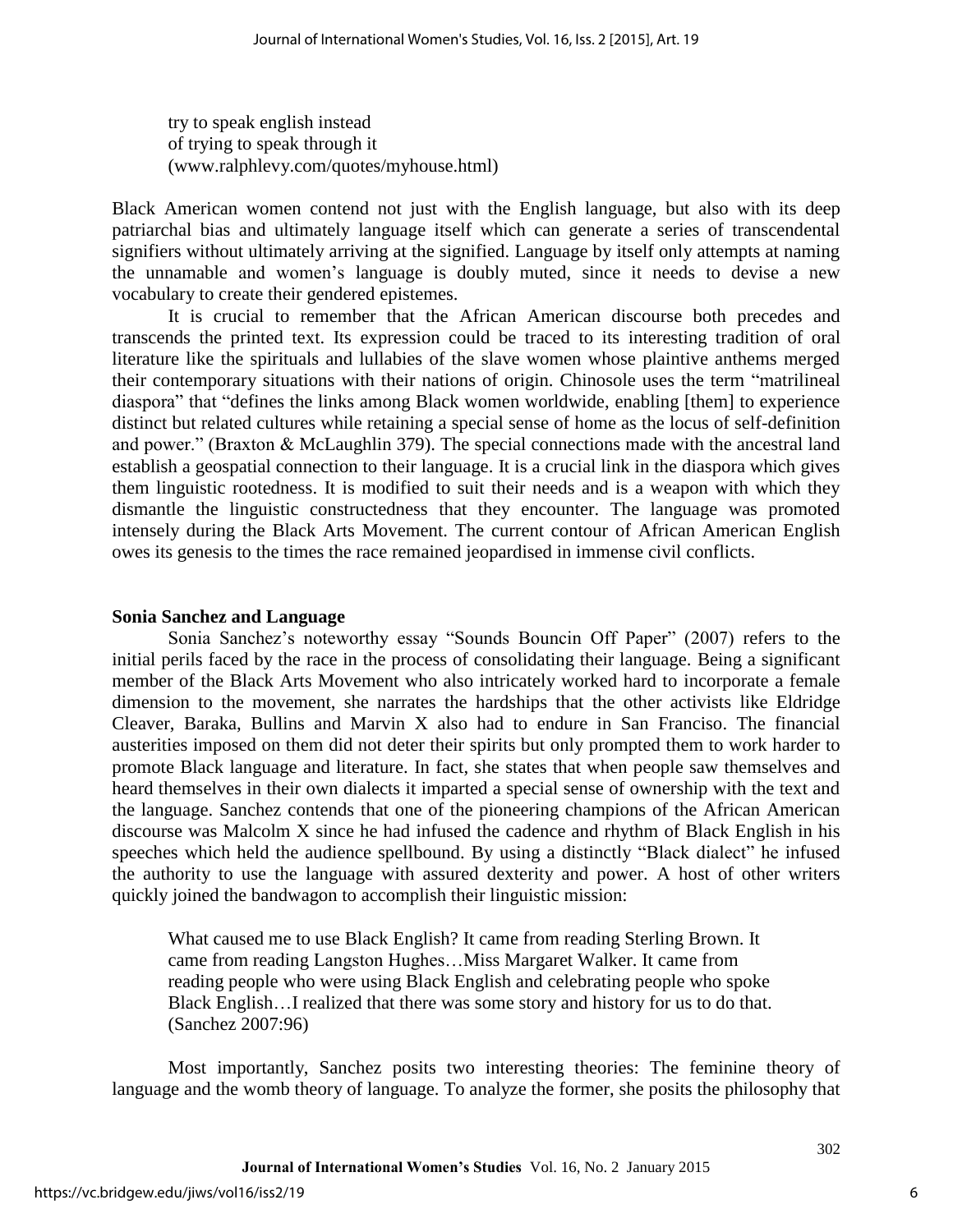try to speak english instead
of trying to speak through it
(www.ralphlevy.com/quotes/myhouse.html)

Black American women contend not just with the English language, but also with its deep patriarchal bias and ultimately language itself which can generate a series of transcendental signifiers without ultimately arriving at the signified. Language by itself only attempts at naming the unnamable and women's language is doubly muted, since it needs to devise a new vocabulary to create their gendered epistemes.

It is crucial to remember that the African American discourse both precedes and transcends the printed text. Its expression could be traced to its interesting tradition of oral literature like the spirituals and lullabies of the slave women whose plaintive anthems merged their contemporary situations with their nations of origin. Chinosole uses the term "matrilineal diaspora" that "defines the links among Black women worldwide, enabling [them] to experience distinct but related cultures while retaining a special sense of home as the locus of self-definition and power." (Braxton & McLaughlin 379). The special connections made with the ancestral land establish a geospatial connection to their language. It is a crucial link in the diaspora which gives them linguistic rootedness. It is modified to suit their needs and is a weapon with which they dismantle the linguistic constructedness that they encounter. The language was promoted intensely during the Black Arts Movement. The current contour of African American English owes its genesis to the times the race remained jeopardised in immense civil conflicts.

## Sonia Sanchez and Language

Sonia Sanchez's noteworthy essay "Sounds Bouncin Off Paper" (2007) refers to the initial perils faced by the race in the process of consolidating their language. Being a significant member of the Black Arts Movement who also intricately worked hard to incorporate a female dimension to the movement, she narrates the hardships that the other activists like Eldridge Cleaver, Baraka, Bullins and Marvin X also had to endure in San Francisco. The financial austerities imposed on them did not deter their spirits but only prompted them to work harder to promote Black language and literature. In fact, she states that when people saw themselves and heard themselves in their own dialects it imparted a special sense of ownership with the text and the language. Sanchez contends that one of the pioneering champions of the African American discourse was Malcolm X since he had infused the cadence and rhythm of Black English in his speeches which held the audience spellbound. By using a distinctly "Black dialect" he infused the authority to use the language with assured dexterity and power. A host of other writers quickly joined the bandwagon to accomplish their linguistic mission:

> What caused me to use Black English? It came from reading Sterling Brown. It came from reading Langston Hughes…Miss Margaret Walker. It came from reading people who were using Black English and celebrating people who spoke Black English…I realized that there was some story and history for us to do that. (Sanchez 2007:96)

Most importantly, Sanchez posits two interesting theories: The feminine theory of language and the womb theory of language. To analyze the former, she posits the philosophy that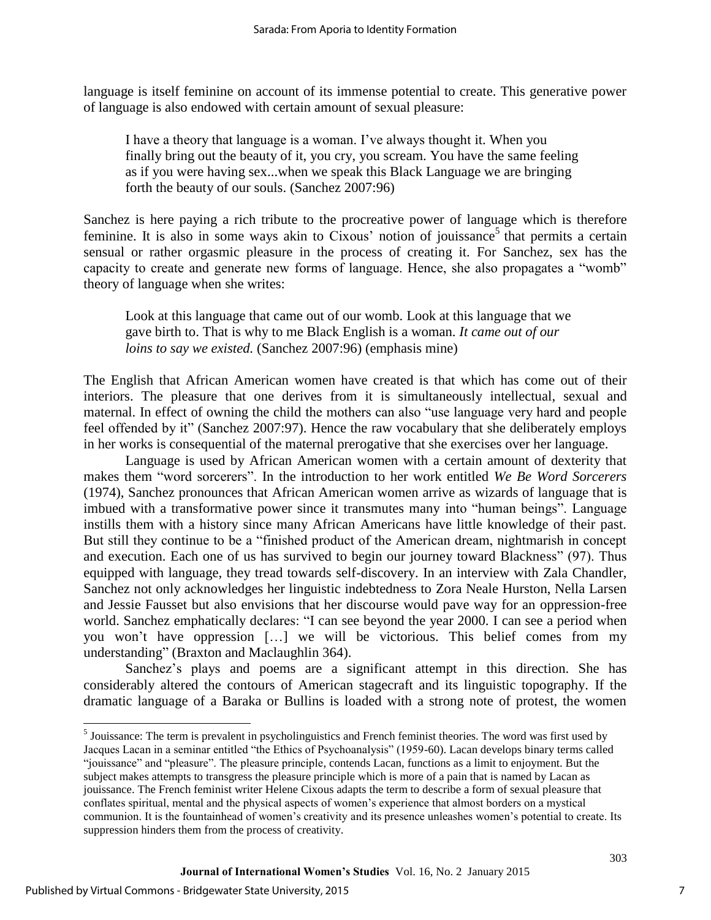language is itself feminine on account of its immense potential to create. This generative power of language is also endowed with certain amount of sexual pleasure:

> I have a theory that language is a woman. I've always thought it. When you finally bring out the beauty of it, you cry, you scream. You have the same feeling as if you were having sex...when we speak this Black Language we are bringing forth the beauty of our souls. (Sanchez 2007:96)

Sanchez is here paying a rich tribute to the procreative power of language which is therefore feminine. It is also in some ways akin to Cixous' notion of jouissance[5] that permits a certain sensual or rather orgasmic pleasure in the process of creating it. For Sanchez, sex has the capacity to create and generate new forms of language. Hence, she also propagates a "womb" theory of language when she writes:

> Look at this language that came out of our womb. Look at this language that we gave birth to. That is why to me Black English is a woman. *It came out of our loins to say we existed.* (Sanchez 2007:96) (emphasis mine)

The English that African American women have created is that which has come out of their interiors. The pleasure that one derives from it is simultaneously intellectual, sexual and maternal. In effect of owning the child the mothers can also "use language very hard and people feel offended by it" (Sanchez 2007:97). Hence the raw vocabulary that she deliberately employs in her works is consequential of the maternal prerogative that she exercises over her language.

Language is used by African American women with a certain amount of dexterity that makes them "word sorcerers". In the introduction to her work entitled *We Be Word Sorcerers* (1974), Sanchez pronounces that African American women arrive as wizards of language that is imbued with a transformative power since it transmutes many into "human beings". Language instills them with a history since many African Americans have little knowledge of their past. But still they continue to be a "finished product of the American dream, nightmarish in concept and execution. Each one of us has survived to begin our journey toward Blackness" (97). Thus equipped with language, they tread towards self-discovery. In an interview with Zala Chandler, Sanchez not only acknowledges her linguistic indebtedness to Zora Neale Hurston, Nella Larsen and Jessie Fausset but also envisions that her discourse would pave way for an oppression-free world. Sanchez emphatically declares: "I can see beyond the year 2000. I can see a period when you won't have oppression […] we will be victorious. This belief comes from my understanding" (Braxton and Maclaughlin 364).

Sanchez's plays and poems are a significant attempt in this direction. She has considerably altered the contours of American stagecraft and its linguistic topography. If the dramatic language of a Baraka or Bullins is loaded with a strong note of protest, the women

---

[5] Jouissance: The term is prevalent in psycholinguistics and French feminist theories. The word was first used by Jacques Lacan in a seminar entitled "the Ethics of Psychoanalysis" (1959-60). Lacan develops binary terms called "jouissance" and "pleasure". The pleasure principle, contends Lacan, functions as a limit to enjoyment. But the subject makes attempts to transgress the pleasure principle which is more of a pain that is named by Lacan as jouissance. The French feminist writer Helene Cixous adapts the term to describe a form of sexual pleasure that conflates spiritual, mental and the physical aspects of women's experience that almost borders on a mystical communion. It is the fountainhead of women's creativity and its presence unleashes women's potential to create. Its suppression hinders them from the process of creativity.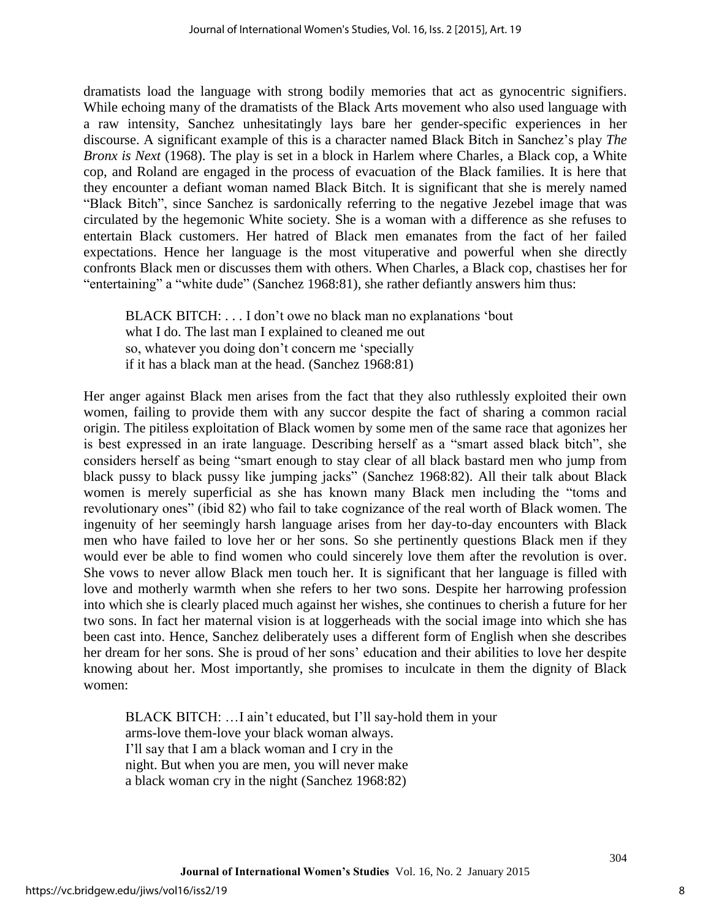dramatists load the language with strong bodily memories that act as gynocentric signifiers. While echoing many of the dramatists of the Black Arts movement who also used language with a raw intensity, Sanchez unhesitatingly lays bare her gender-specific experiences in her discourse. A significant example of this is a character named Black Bitch in Sanchez's play *The Bronx is Next* (1968). The play is set in a block in Harlem where Charles, a Black cop, a White cop, and Roland are engaged in the process of evacuation of the Black families. It is here that they encounter a defiant woman named Black Bitch. It is significant that she is merely named "Black Bitch", since Sanchez is sardonically referring to the negative Jezebel image that was circulated by the hegemonic White society. She is a woman with a difference as she refuses to entertain Black customers. Her hatred of Black men emanates from the fact of her failed expectations. Hence her language is the most vituperative and powerful when she directly confronts Black men or discusses them with others. When Charles, a Black cop, chastises her for "entertaining" a "white dude" (Sanchez 1968:81), she rather defiantly answers him thus:

> BLACK BITCH: . . . I don't owe no black man no explanations 'bout
> what I do. The last man I explained to cleaned me out
> so, whatever you doing don't concern me 'specially
> if it has a black man at the head. (Sanchez 1968:81)

Her anger against Black men arises from the fact that they also ruthlessly exploited their own women, failing to provide them with any succor despite the fact of sharing a common racial origin. The pitiless exploitation of Black women by some men of the same race that agonizes her is best expressed in an irate language. Describing herself as a "smart assed black bitch", she considers herself as being "smart enough to stay clear of all black bastard men who jump from black pussy to black pussy like jumping jacks" (Sanchez 1968:82). All their talk about Black women is merely superficial as she has known many Black men including the "toms and revolutionary ones" (ibid 82) who fail to take cognizance of the real worth of Black women. The ingenuity of her seemingly harsh language arises from her day-to-day encounters with Black men who have failed to love her or her sons. So she pertinently questions Black men if they would ever be able to find women who could sincerely love them after the revolution is over. She vows to never allow Black men touch her. It is significant that her language is filled with love and motherly warmth when she refers to her two sons. Despite her harrowing profession into which she is clearly placed much against her wishes, she continues to cherish a future for her two sons. In fact her maternal vision is at loggerheads with the social image into which she has been cast into. Hence, Sanchez deliberately uses a different form of English when she describes her dream for her sons. She is proud of her sons' education and their abilities to love her despite knowing about her. Most importantly, she promises to inculcate in them the dignity of Black women:

> BLACK BITCH: …I ain't educated, but I'll say-hold them in your
> arms-love them-love your black woman always.
> I'll say that I am a black woman and I cry in the
> night. But when you are men, you will never make
> a black woman cry in the night (Sanchez 1968:82)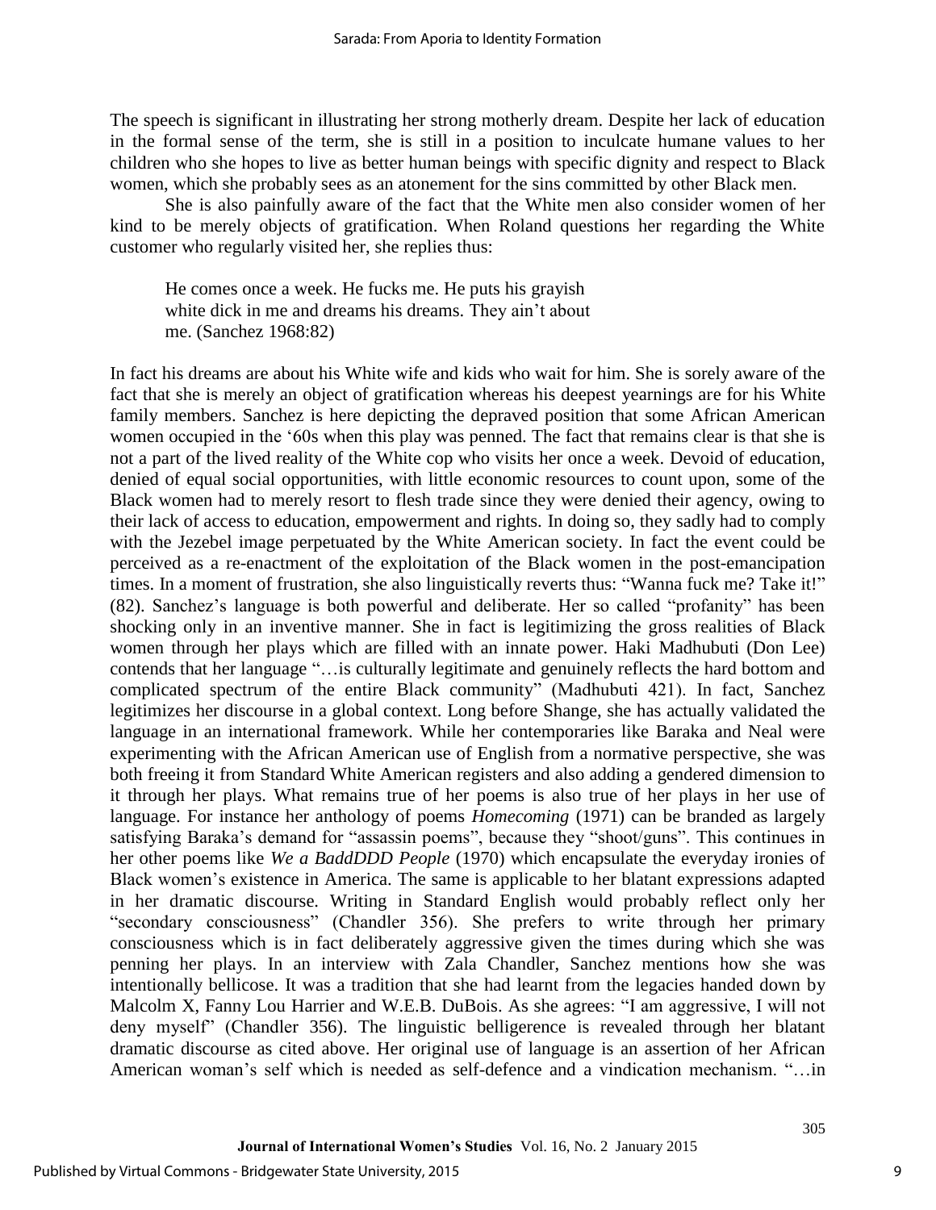The speech is significant in illustrating her strong motherly dream. Despite her lack of education in the formal sense of the term, she is still in a position to inculcate humane values to her children who she hopes to live as better human beings with specific dignity and respect to Black women, which she probably sees as an atonement for the sins committed by other Black men.

She is also painfully aware of the fact that the White men also consider women of her kind to be merely objects of gratification. When Roland questions her regarding the White customer who regularly visited her, she replies thus:

> He comes once a week. He fucks me. He puts his grayish white dick in me and dreams his dreams. They ain't about me. (Sanchez 1968:82)

In fact his dreams are about his White wife and kids who wait for him. She is sorely aware of the fact that she is merely an object of gratification whereas his deepest yearnings are for his White family members. Sanchez is here depicting the depraved position that some African American women occupied in the '60s when this play was penned. The fact that remains clear is that she is not a part of the lived reality of the White cop who visits her once a week. Devoid of education, denied of equal social opportunities, with little economic resources to count upon, some of the Black women had to merely resort to flesh trade since they were denied their agency, owing to their lack of access to education, empowerment and rights. In doing so, they sadly had to comply with the Jezebel image perpetuated by the White American society. In fact the event could be perceived as a re-enactment of the exploitation of the Black women in the post-emancipation times. In a moment of frustration, she also linguistically reverts thus: "Wanna fuck me? Take it!" (82). Sanchez's language is both powerful and deliberate. Her so called "profanity" has been shocking only in an inventive manner. She in fact is legitimizing the gross realities of Black women through her plays which are filled with an innate power. Haki Madhubuti (Don Lee) contends that her language "…is culturally legitimate and genuinely reflects the hard bottom and complicated spectrum of the entire Black community" (Madhubuti 421). In fact, Sanchez legitimizes her discourse in a global context. Long before Shange, she has actually validated the language in an international framework. While her contemporaries like Baraka and Neal were experimenting with the African American use of English from a normative perspective, she was both freeing it from Standard White American registers and also adding a gendered dimension to it through her plays. What remains true of her poems is also true of her plays in her use of language. For instance her anthology of poems *Homecoming* (1971) can be branded as largely satisfying Baraka's demand for "assassin poems", because they "shoot/guns". This continues in her other poems like *We a BaddDDD People* (1970) which encapsulate the everyday ironies of Black women's existence in America. The same is applicable to her blatant expressions adapted in her dramatic discourse. Writing in Standard English would probably reflect only her "secondary consciousness" (Chandler 356). She prefers to write through her primary consciousness which is in fact deliberately aggressive given the times during which she was penning her plays. In an interview with Zala Chandler, Sanchez mentions how she was intentionally bellicose. It was a tradition that she had learnt from the legacies handed down by Malcolm X, Fanny Lou Harrier and W.E.B. DuBois. As she agrees: "I am aggressive, I will not deny myself" (Chandler 356). The linguistic belligerence is revealed through her blatant dramatic discourse as cited above. Her original use of language is an assertion of her African American woman's self which is needed as self-defence and a vindication mechanism. "…in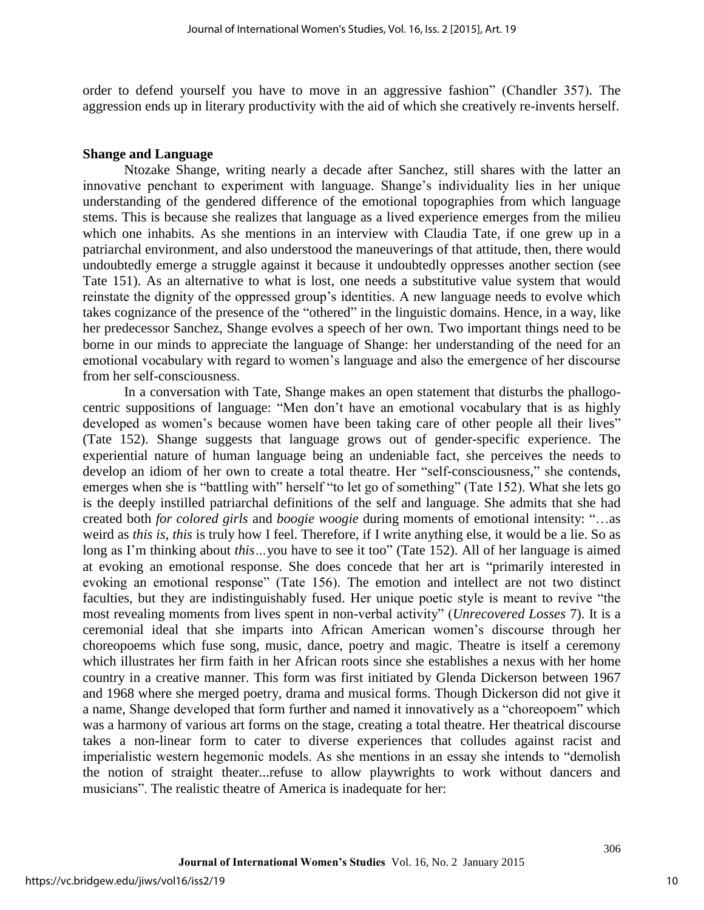order to defend yourself you have to move in an aggressive fashion" (Chandler 357). The aggression ends up in literary productivity with the aid of which she creatively re-invents herself.

## Shange and Language

Ntozake Shange, writing nearly a decade after Sanchez, still shares with the latter an innovative penchant to experiment with language. Shange's individuality lies in her unique understanding of the gendered difference of the emotional topographies from which language stems. This is because she realizes that language as a lived experience emerges from the milieu which one inhabits. As she mentions in an interview with Claudia Tate, if one grew up in a patriarchal environment, and also understood the maneuverings of that attitude, then, there would undoubtedly emerge a struggle against it because it undoubtedly oppresses another section (see Tate 151). As an alternative to what is lost, one needs a substitutive value system that would reinstate the dignity of the oppressed group's identities. A new language needs to evolve which takes cognizance of the presence of the "othered" in the linguistic domains. Hence, in a way, like her predecessor Sanchez, Shange evolves a speech of her own. Two important things need to be borne in our minds to appreciate the language of Shange: her understanding of the need for an emotional vocabulary with regard to women's language and also the emergence of her discourse from her self-consciousness.

In a conversation with Tate, Shange makes an open statement that disturbs the phallogocentric suppositions of language: "Men don't have an emotional vocabulary that is as highly developed as women's because women have been taking care of other people all their lives" (Tate 152). Shange suggests that language grows out of gender-specific experience. The experiential nature of human language being an undeniable fact, she perceives the needs to develop an idiom of her own to create a total theatre. Her "self-consciousness," she contends, emerges when she is "battling with" herself "to let go of something" (Tate 152). What she lets go is the deeply instilled patriarchal definitions of the self and language. She admits that she had created both *for colored girls* and *boogie woogie* during moments of emotional intensity: "…as weird as *this is*, *this* is truly how I feel. Therefore, if I write anything else, it would be a lie. So as long as I'm thinking about *this*…you have to see it too" (Tate 152). All of her language is aimed at evoking an emotional response. She does concede that her art is "primarily interested in evoking an emotional response" (Tate 156). The emotion and intellect are not two distinct faculties, but they are indistinguishably fused. Her unique poetic style is meant to revive "the most revealing moments from lives spent in non-verbal activity" (*Unrecovered Losses* 7). It is a ceremonial ideal that she imparts into African American women's discourse through her choreopoems which fuse song, music, dance, poetry and magic. Theatre is itself a ceremony which illustrates her firm faith in her African roots since she establishes a nexus with her home country in a creative manner. This form was first initiated by Glenda Dickerson between 1967 and 1968 where she merged poetry, drama and musical forms. Though Dickerson did not give it a name, Shange developed that form further and named it innovatively as a "choreopoem" which was a harmony of various art forms on the stage, creating a total theatre. Her theatrical discourse takes a non-linear form to cater to diverse experiences that colludes against racist and imperialistic western hegemonic models. As she mentions in an essay she intends to "demolish the notion of straight theater...refuse to allow playwrights to work without dancers and musicians". The realistic theatre of America is inadequate for her: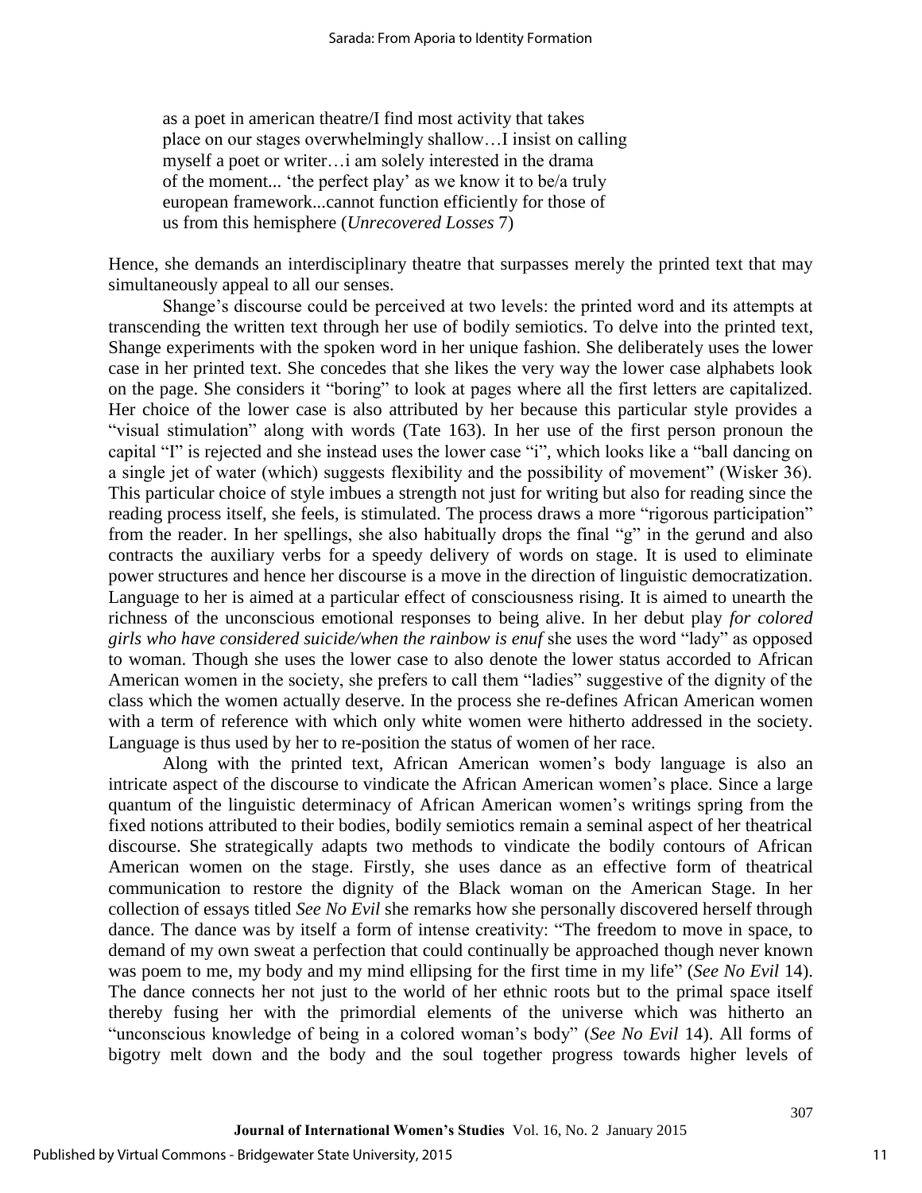as a poet in american theatre/I find most activity that takes place on our stages overwhelmingly shallow…I insist on calling myself a poet or writer…i am solely interested in the drama of the moment... 'the perfect play' as we know it to be/a truly european framework...cannot function efficiently for those of us from this hemisphere (*Unrecovered Losses* 7)

Hence, she demands an interdisciplinary theatre that surpasses merely the printed text that may simultaneously appeal to all our senses.

Shange's discourse could be perceived at two levels: the printed word and its attempts at transcending the written text through her use of bodily semiotics. To delve into the printed text, Shange experiments with the spoken word in her unique fashion. She deliberately uses the lower case in her printed text. She concedes that she likes the very way the lower case alphabets look on the page. She considers it "boring" to look at pages where all the first letters are capitalized. Her choice of the lower case is also attributed by her because this particular style provides a "visual stimulation" along with words (Tate 163). In her use of the first person pronoun the capital "I" is rejected and she instead uses the lower case "i", which looks like a "ball dancing on a single jet of water (which) suggests flexibility and the possibility of movement" (Wisker 36). This particular choice of style imbues a strength not just for writing but also for reading since the reading process itself, she feels, is stimulated. The process draws a more "rigorous participation" from the reader. In her spellings, she also habitually drops the final "g" in the gerund and also contracts the auxiliary verbs for a speedy delivery of words on stage. It is used to eliminate power structures and hence her discourse is a move in the direction of linguistic democratization. Language to her is aimed at a particular effect of consciousness rising. It is aimed to unearth the richness of the unconscious emotional responses to being alive. In her debut play *for colored girls who have considered suicide/when the rainbow is enuf* she uses the word "lady" as opposed to woman. Though she uses the lower case to also denote the lower status accorded to African American women in the society, she prefers to call them "ladies" suggestive of the dignity of the class which the women actually deserve. In the process she re-defines African American women with a term of reference with which only white women were hitherto addressed in the society. Language is thus used by her to re-position the status of women of her race.

Along with the printed text, African American women's body language is also an intricate aspect of the discourse to vindicate the African American women's place. Since a large quantum of the linguistic determinacy of African American women's writings spring from the fixed notions attributed to their bodies, bodily semiotics remain a seminal aspect of her theatrical discourse. She strategically adapts two methods to vindicate the bodily contours of African American women on the stage. Firstly, she uses dance as an effective form of theatrical communication to restore the dignity of the Black woman on the American Stage. In her collection of essays titled *See No Evil* she remarks how she personally discovered herself through dance. The dance was by itself a form of intense creativity: "The freedom to move in space, to demand of my own sweat a perfection that could continually be approached though never known was poem to me, my body and my mind ellipsing for the first time in my life" (*See No Evil* 14). The dance connects her not just to the world of her ethnic roots but to the primal space itself thereby fusing her with the primordial elements of the universe which was hitherto an "unconscious knowledge of being in a colored woman's body" (*See No Evil* 14). All forms of bigotry melt down and the body and the soul together progress towards higher levels of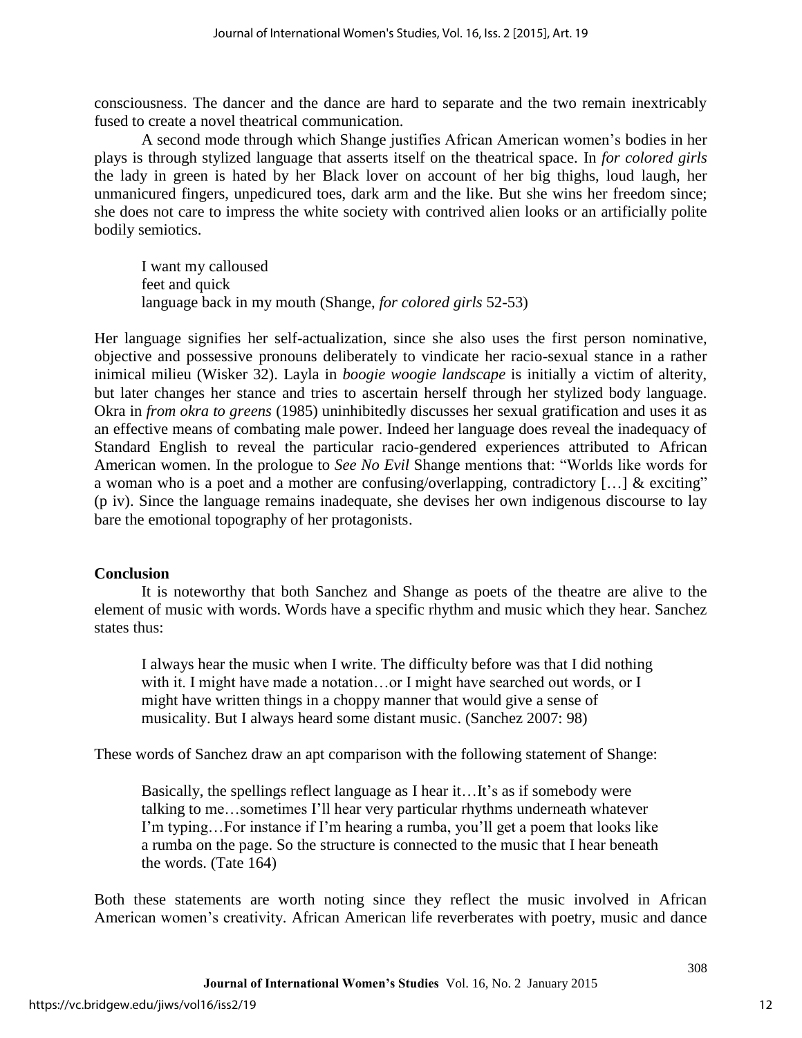consciousness. The dancer and the dance are hard to separate and the two remain inextricably fused to create a novel theatrical communication.

A second mode through which Shange justifies African American women's bodies in her plays is through stylized language that asserts itself on the theatrical space. In *for colored girls* the lady in green is hated by her Black lover on account of her big thighs, loud laugh, her unmanicured fingers, unpedicured toes, dark arm and the like. But she wins her freedom since; she does not care to impress the white society with contrived alien looks or an artificially polite bodily semiotics.

> I want my calloused
> feet and quick
> language back in my mouth (Shange, *for colored girls* 52-53)

Her language signifies her self-actualization, since she also uses the first person nominative, objective and possessive pronouns deliberately to vindicate her racio-sexual stance in a rather inimical milieu (Wisker 32). Layla in *boogie woogie landscape* is initially a victim of alterity, but later changes her stance and tries to ascertain herself through her stylized body language. Okra in *from okra to greens* (1985) uninhibitedly discusses her sexual gratification and uses it as an effective means of combating male power. Indeed her language does reveal the inadequacy of Standard English to reveal the particular racio-gendered experiences attributed to African American women. In the prologue to *See No Evil* Shange mentions that: "Worlds like words for a woman who is a poet and a mother are confusing/overlapping, contradictory […] & exciting" (p iv). Since the language remains inadequate, she devises her own indigenous discourse to lay bare the emotional topography of her protagonists.

**Conclusion**

It is noteworthy that both Sanchez and Shange as poets of the theatre are alive to the element of music with words. Words have a specific rhythm and music which they hear. Sanchez states thus:

> I always hear the music when I write. The difficulty before was that I did nothing with it. I might have made a notation…or I might have searched out words, or I might have written things in a choppy manner that would give a sense of musicality. But I always heard some distant music. (Sanchez 2007: 98)

These words of Sanchez draw an apt comparison with the following statement of Shange:

> Basically, the spellings reflect language as I hear it…It's as if somebody were talking to me…sometimes I'll hear very particular rhythms underneath whatever I'm typing…For instance if I'm hearing a rumba, you'll get a poem that looks like a rumba on the page. So the structure is connected to the music that I hear beneath the words. (Tate 164)

Both these statements are worth noting since they reflect the music involved in African American women's creativity. African American life reverberates with poetry, music and dance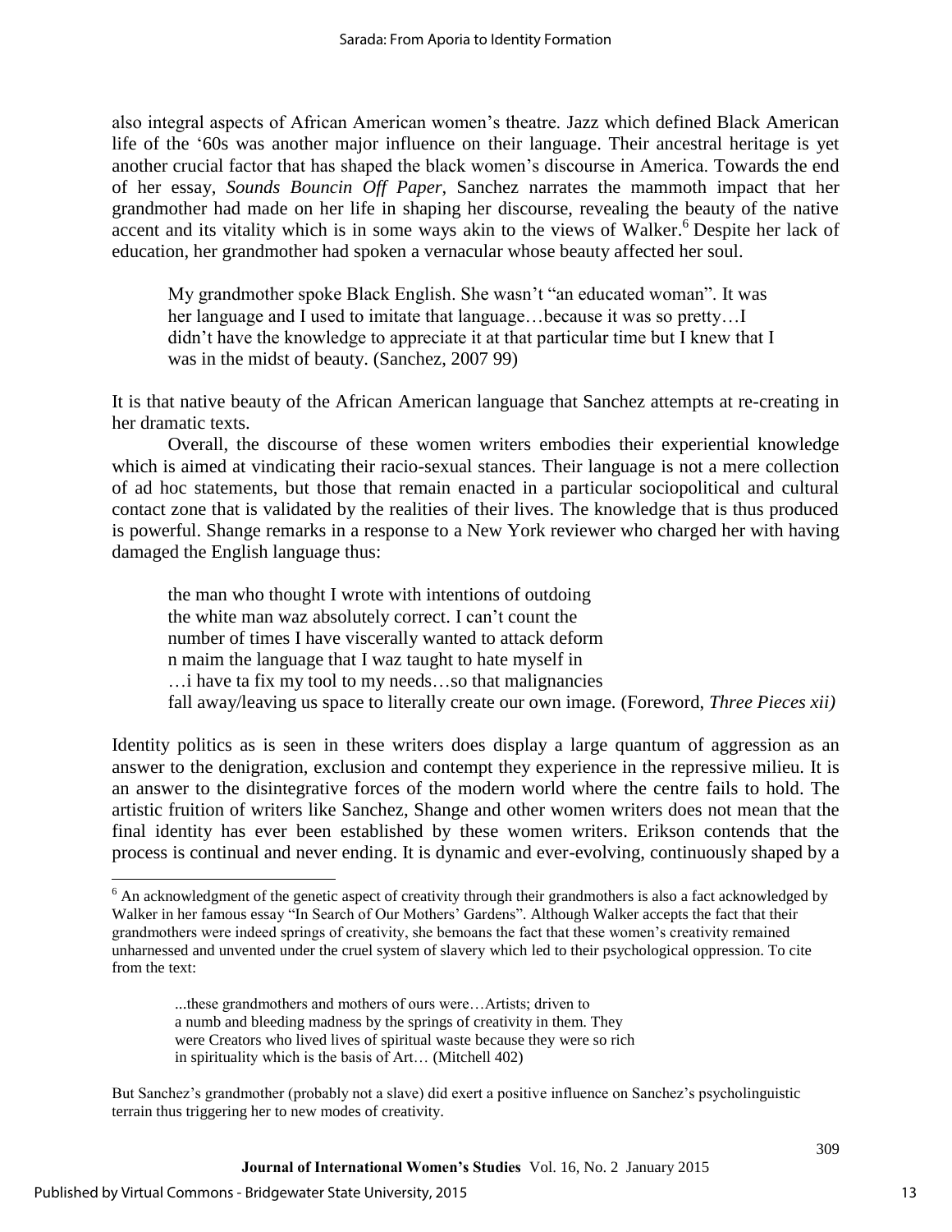also integral aspects of African American women's theatre. Jazz which defined Black American life of the '60s was another major influence on their language. Their ancestral heritage is yet another crucial factor that has shaped the black women's discourse in America. Towards the end of her essay, *Sounds Bouncin Off Paper*, Sanchez narrates the mammoth impact that her grandmother had made on her life in shaping her discourse, revealing the beauty of the native accent and its vitality which is in some ways akin to the views of Walker.[6] Despite her lack of education, her grandmother had spoken a vernacular whose beauty affected her soul.

> My grandmother spoke Black English. She wasn't "an educated woman". It was her language and I used to imitate that language…because it was so pretty…I didn't have the knowledge to appreciate it at that particular time but I knew that I was in the midst of beauty. (Sanchez, 2007 99)

It is that native beauty of the African American language that Sanchez attempts at re-creating in her dramatic texts.

Overall, the discourse of these women writers embodies their experiential knowledge which is aimed at vindicating their racio-sexual stances. Their language is not a mere collection of ad hoc statements, but those that remain enacted in a particular sociopolitical and cultural contact zone that is validated by the realities of their lives. The knowledge that is thus produced is powerful. Shange remarks in a response to a New York reviewer who charged her with having damaged the English language thus:

> the man who thought I wrote with intentions of outdoing
> the white man waz absolutely correct. I can't count the
> number of times I have viscerally wanted to attack deform
> n maim the language that I waz taught to hate myself in
> …i have ta fix my tool to my needs…so that malignancies
> fall away/leaving us space to literally create our own image. (Foreword, *Three Pieces xii)*

Identity politics as is seen in these writers does display a large quantum of aggression as an answer to the denigration, exclusion and contempt they experience in the repressive milieu. It is an answer to the disintegrative forces of the modern world where the centre fails to hold. The artistic fruition of writers like Sanchez, Shange and other women writers does not mean that the final identity has ever been established by these women writers. Erikson contends that the process is continual and never ending. It is dynamic and ever-evolving, continuously shaped by a

---

[6] An acknowledgment of the genetic aspect of creativity through their grandmothers is also a fact acknowledged by Walker in her famous essay "In Search of Our Mothers' Gardens". Although Walker accepts the fact that their grandmothers were indeed springs of creativity, she bemoans the fact that these women's creativity remained unharnessed and unvented under the cruel system of slavery which led to their psychological oppression. To cite from the text:

> ...these grandmothers and mothers of ours were…Artists; driven to
> a numb and bleeding madness by the springs of creativity in them. They
> were Creators who lived lives of spiritual waste because they were so rich
> in spirituality which is the basis of Art… (Mitchell 402)

But Sanchez's grandmother (probably not a slave) did exert a positive influence on Sanchez's psycholinguistic terrain thus triggering her to new modes of creativity.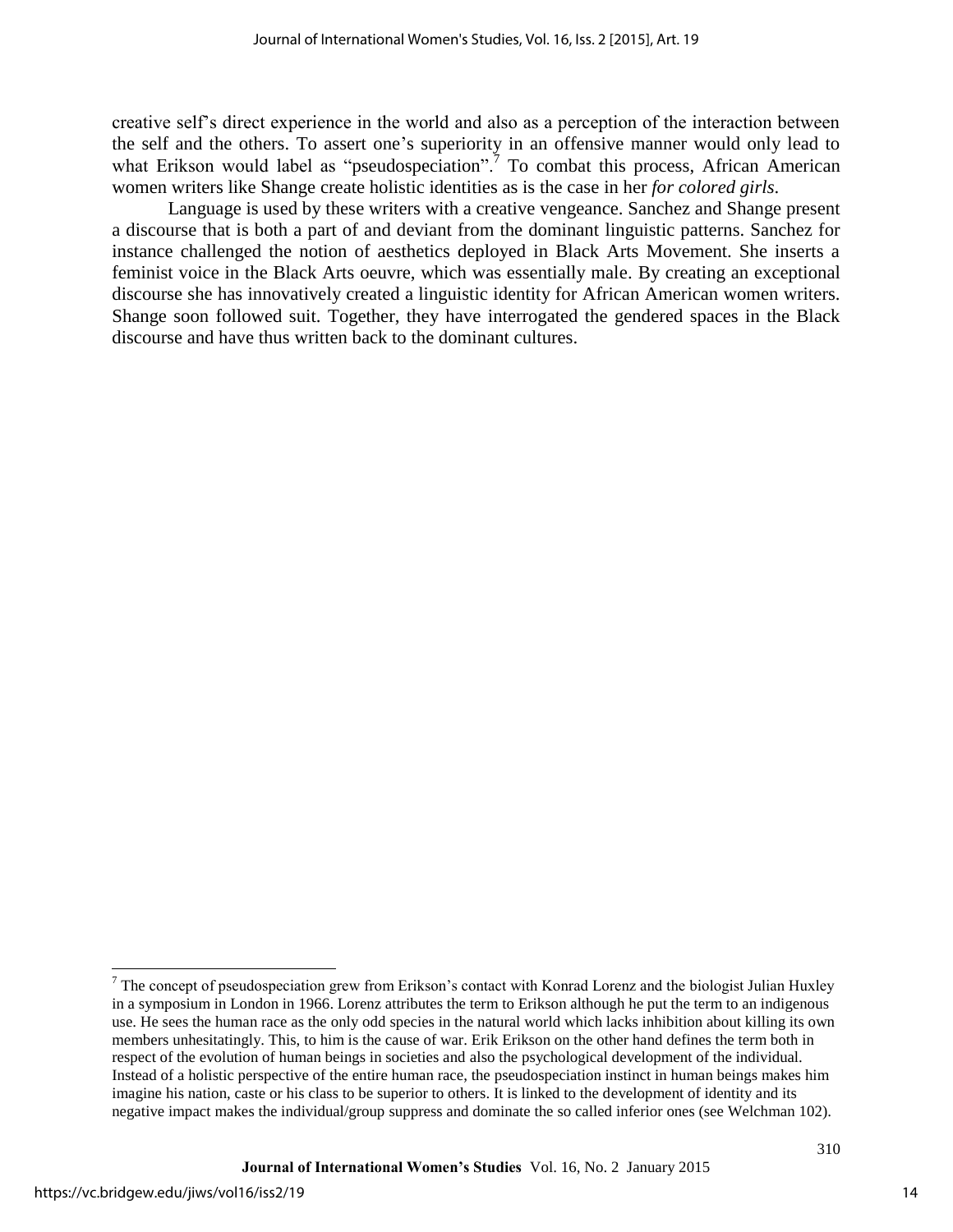creative self's direct experience in the world and also as a perception of the interaction between the self and the others. To assert one's superiority in an offensive manner would only lead to what Erikson would label as "pseudospeciation".[7] To combat this process, African American women writers like Shange create holistic identities as is the case in her *for colored girls*.

Language is used by these writers with a creative vengeance. Sanchez and Shange present a discourse that is both a part of and deviant from the dominant linguistic patterns. Sanchez for instance challenged the notion of aesthetics deployed in Black Arts Movement. She inserts a feminist voice in the Black Arts oeuvre, which was essentially male. By creating an exceptional discourse she has innovatively created a linguistic identity for African American women writers. Shange soon followed suit. Together, they have interrogated the gendered spaces in the Black discourse and have thus written back to the dominant cultures.

---

[7] The concept of pseudospeciation grew from Erikson's contact with Konrad Lorenz and the biologist Julian Huxley in a symposium in London in 1966. Lorenz attributes the term to Erikson although he put the term to an indigenous use. He sees the human race as the only odd species in the natural world which lacks inhibition about killing its own members unhesitatingly. This, to him is the cause of war. Erik Erikson on the other hand defines the term both in respect of the evolution of human beings in societies and also the psychological development of the individual. Instead of a holistic perspective of the entire human race, the pseudospeciation instinct in human beings makes him imagine his nation, caste or his class to be superior to others. It is linked to the development of identity and its negative impact makes the individual/group suppress and dominate the so called inferior ones (see Welchman 102).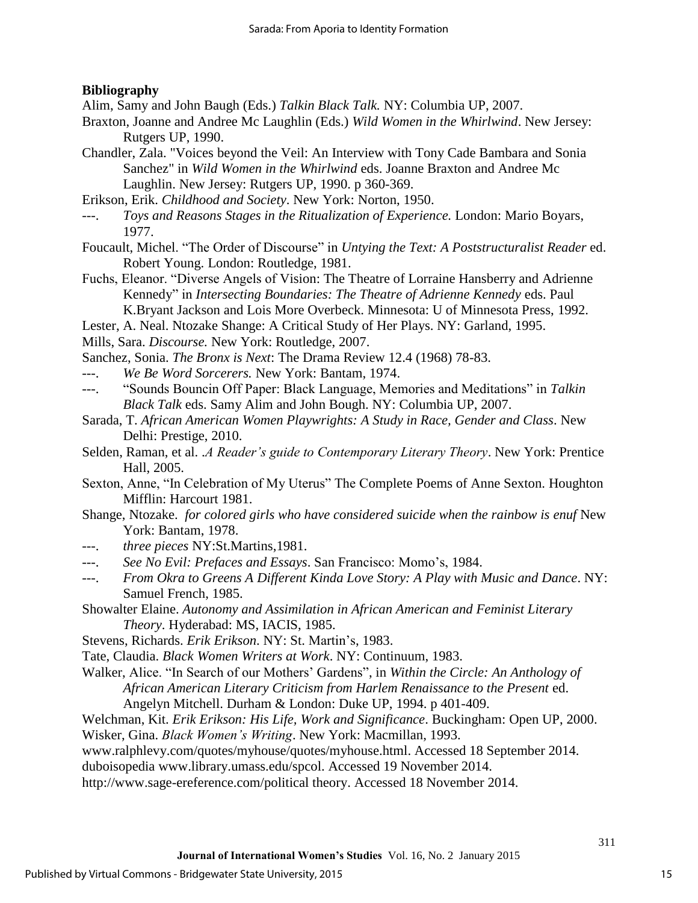**Bibliography**

Alim, Samy and John Baugh (Eds.) *Talkin Black Talk.* NY: Columbia UP, 2007.

Braxton, Joanne and Andree Mc Laughlin (Eds.) *Wild Women in the Whirlwind*. New Jersey: Rutgers UP, 1990.

Chandler, Zala. "Voices beyond the Veil: An Interview with Tony Cade Bambara and Sonia Sanchez" in *Wild Women in the Whirlwind* eds. Joanne Braxton and Andree Mc Laughlin. New Jersey: Rutgers UP, 1990. p 360-369.

Erikson, Erik. *Childhood and Society*. New York: Norton, 1950.

---. *Toys and Reasons Stages in the Ritualization of Experience.* London: Mario Boyars, 1977.

Foucault, Michel. "The Order of Discourse" in *Untying the Text: A Poststructuralist Reader* ed. Robert Young. London: Routledge, 1981.

Fuchs, Eleanor. "Diverse Angels of Vision: The Theatre of Lorraine Hansberry and Adrienne Kennedy" in *Intersecting Boundaries: The Theatre of Adrienne Kennedy* eds. Paul K.Bryant Jackson and Lois More Overbeck. Minnesota: U of Minnesota Press, 1992.

Lester, A. Neal. Ntozake Shange: A Critical Study of Her Plays. NY: Garland, 1995.

Mills, Sara. *Discourse.* New York: Routledge, 2007.

Sanchez, Sonia. *The Bronx is Next*: The Drama Review 12.4 (1968) 78-83.

---. *We Be Word Sorcerers.* New York: Bantam, 1974.

---. "Sounds Bouncin Off Paper: Black Language, Memories and Meditations" in *Talkin Black Talk* eds. Samy Alim and John Bough. NY: Columbia UP, 2007.

Sarada, T. *African American Women Playwrights: A Study in Race, Gender and Class*. New Delhi: Prestige, 2010.

Selden, Raman, et al. .*A Reader's guide to Contemporary Literary Theory*. New York: Prentice Hall, 2005.

Sexton, Anne, "In Celebration of My Uterus" The Complete Poems of Anne Sexton. Houghton Mifflin: Harcourt 1981.

Shange, Ntozake. *for colored girls who have considered suicide when the rainbow is enuf* New York: Bantam, 1978.

---. *three pieces* NY:St.Martins,1981.

---. *See No Evil: Prefaces and Essays*. San Francisco: Momo's, 1984.

---. *From Okra to Greens A Different Kinda Love Story: A Play with Music and Dance*. NY: Samuel French, 1985.

Showalter Elaine. *Autonomy and Assimilation in African American and Feminist Literary Theory*. Hyderabad: MS, IACIS, 1985.

Stevens, Richards. *Erik Erikson*. NY: St. Martin's, 1983.

Tate, Claudia. *Black Women Writers at Work*. NY: Continuum, 1983.

Walker, Alice. "In Search of our Mothers' Gardens", in *Within the Circle: An Anthology of African American Literary Criticism from Harlem Renaissance to the Present* ed. Angelyn Mitchell. Durham & London: Duke UP, 1994. p 401-409.

Welchman, Kit. *Erik Erikson: His Life, Work and Significance*. Buckingham: Open UP, 2000.

Wisker, Gina. *Black Women's Writing*. New York: Macmillan, 1993.

www.ralphlevy.com/quotes/myhouse/quotes/myhouse.html. Accessed 18 September 2014.

duboisopedia www.library.umass.edu/spcol. Accessed 19 November 2014.

http://www.sage-ereference.com/political theory. Accessed 18 November 2014.